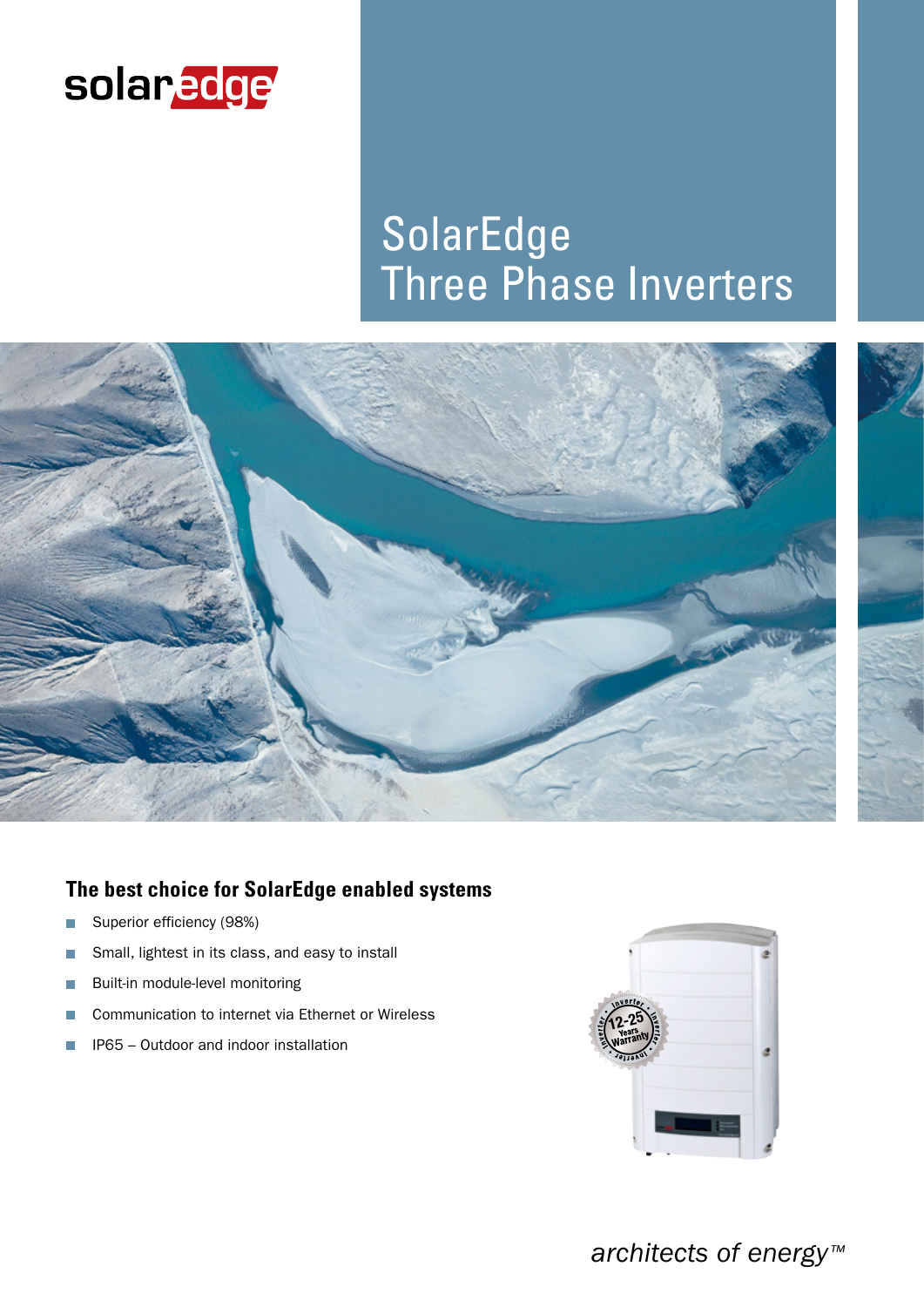solaredge

# SolarEdge Three Phase Inverters

## The best choice for SolarEdge enabled systems

- Superior efficiency (98%)
- Small, lightest in its class, and easy to install
- Built-in module-level monitoring
- Communication to internet via Ethernet or Wireless
- IP65 – Outdoor and indoor installation

*architects of energy™*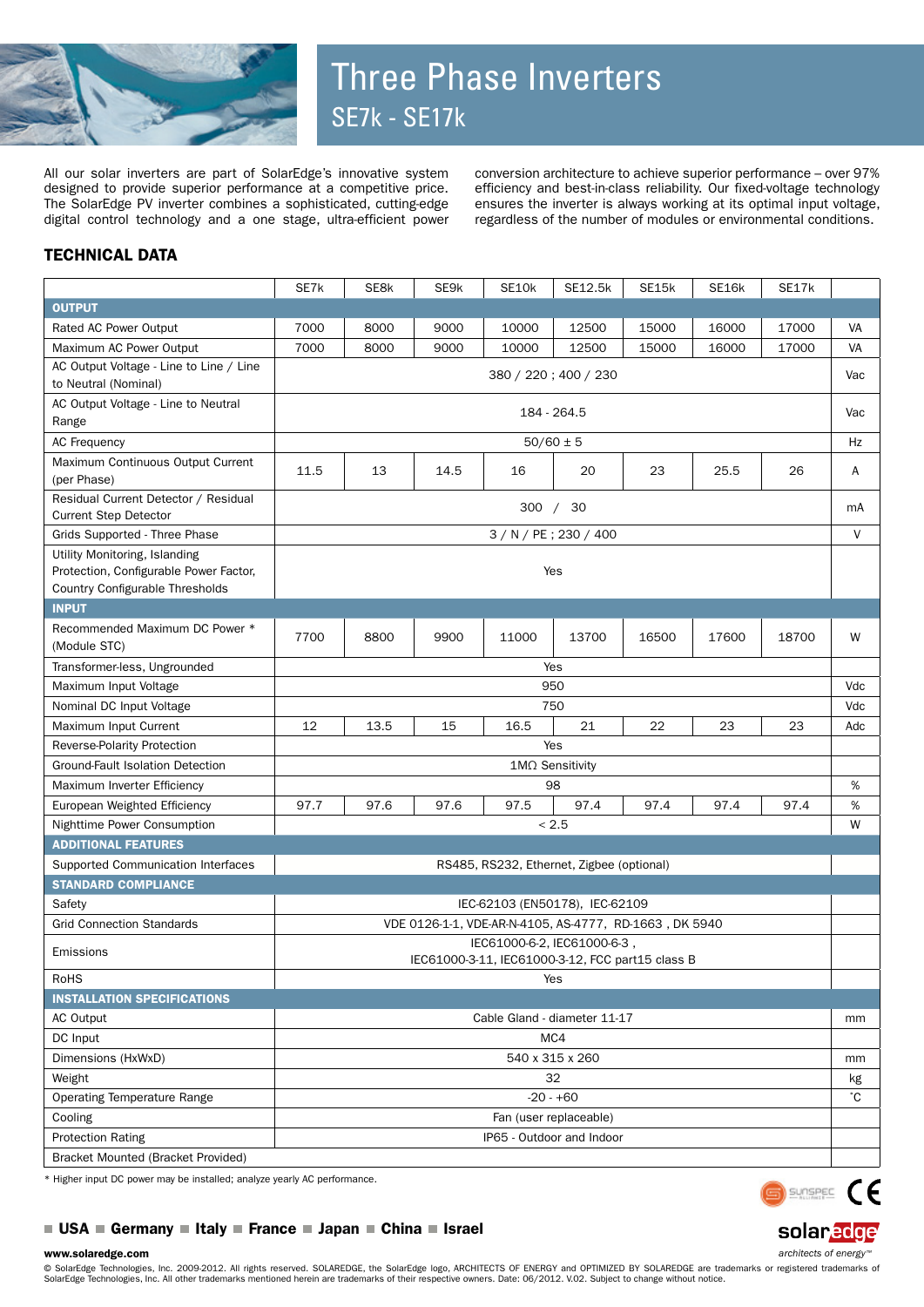# Three Phase Inverters

## SE7k - SE17k

All our solar inverters are part of SolarEdge's innovative system designed to provide superior performance at a competitive price. The SolarEdge PV inverter combines a sophisticated, cutting-edge digital control technology and a one stage, ultra-efficient power conversion architecture to achieve superior performance – over 97% efficiency and best-in-class reliability. Our fixed-voltage technology ensures the inverter is always working at its optimal input voltage, regardless of the number of modules or environmental conditions.

## TECHNICAL DATA

| | SE7k | SE8k | SE9k | SE10k | SE12.5k | SE15k | SE16k | SE17k | |
|---|---|---|---|---|---|---|---|---|---|
| **OUTPUT** | | | | | | | | | |
| Rated AC Power Output | 7000 | 8000 | 9000 | 10000 | 12500 | 15000 | 16000 | 17000 | VA |
| Maximum AC Power Output | 7000 | 8000 | 9000 | 10000 | 12500 | 15000 | 16000 | 17000 | VA |
| AC Output Voltage - Line to Line / Line to Neutral (Nominal) | 380 / 220 ; 400 / 230 | | | | | | | | Vac |
| AC Output Voltage - Line to Neutral Range | 184 - 264.5 | | | | | | | | Vac |
| AC Frequency | 50/60 ± 5 | | | | | | | | Hz |
| Maximum Continuous Output Current (per Phase) | 11.5 | 13 | 14.5 | 16 | 20 | 23 | 25.5 | 26 | A |
| Residual Current Detector / Residual Current Step Detector | 300 / 30 | | | | | | | | mA |
| Grids Supported - Three Phase | 3 / N / PE ; 230 / 400 | | | | | | | | V |
| Utility Monitoring, Islanding Protection, Configurable Power Factor, Country Configurable Thresholds | Yes | | | | | | | | |
| **INPUT** | | | | | | | | | |
| Recommended Maximum DC Power * (Module STC) | 7700 | 8800 | 9900 | 11000 | 13700 | 16500 | 17600 | 18700 | W |
| Transformer-less, Ungrounded | Yes | | | | | | | | |
| Maximum Input Voltage | 950 | | | | | | | | Vdc |
| Nominal DC Input Voltage | 750 | | | | | | | | Vdc |
| Maximum Input Current | 12 | 13.5 | 15 | 16.5 | 21 | 22 | 23 | 23 | Adc |
| Reverse-Polarity Protection | Yes | | | | | | | | |
| Ground-Fault Isolation Detection | 1MΩ Sensitivity | | | | | | | | |
| Maximum Inverter Efficiency | 98 | | | | | | | | % |
| European Weighted Efficiency | 97.7 | 97.6 | 97.6 | 97.5 | 97.4 | 97.4 | 97.4 | 97.4 | % |
| Nighttime Power Consumption | < 2.5 | | | | | | | | W |
| **ADDITIONAL FEATURES** | | | | | | | | | |
| Supported Communication Interfaces | RS485, RS232, Ethernet, Zigbee (optional) | | | | | | | | |
| **STANDARD COMPLIANCE** | | | | | | | | | |
| Safety | IEC-62103 (EN50178), IEC-62109 | | | | | | | | |
| Grid Connection Standards | VDE 0126-1-1, VDE-AR-N-4105, AS-4777, RD-1663 , DK 5940 | | | | | | | | |
| Emissions | IEC61000-6-2, IEC61000-6-3 , IEC61000-3-11, IEC61000-3-12, FCC part15 class B | | | | | | | | |
| RoHS | Yes | | | | | | | | |
| **INSTALLATION SPECIFICATIONS** | | | | | | | | | |
| AC Output | Cable Gland - diameter 11-17 | | | | | | | | mm |
| DC Input | MC4 | | | | | | | | |
| Dimensions (HxWxD) | 540 x 315 x 260 | | | | | | | | mm |
| Weight | 32 | | | | | | | | kg |
| Operating Temperature Range | -20 - +60 | | | | | | | | ˚C |
| Cooling | Fan (user replaceable) | | | | | | | | |
| Protection Rating | IP65 - Outdoor and Indoor | | | | | | | | |
| Bracket Mounted (Bracket Provided) | | | | | | | | | |

\* Higher input DC power may be installed; analyze yearly AC performance.

■ **USA** ■ **Germany** ■ **Italy** ■ **France** ■ **Japan** ■ **China** ■ **Israel**

solaredge
*architects of energy™*

**www.solaredge.com**

© SolarEdge Technologies, Inc. 2009-2012. All rights reserved. SOLAREDGE, the SolarEdge logo, ARCHITECTS OF ENERGY and OPTIMIZED BY SOLAREDGE are trademarks or registered trademarks of SolarEdge Technologies, Inc. All other trademarks mentioned herein are trademarks of their respective owners. Date: 06/2012. V.02. Subject to change without notice.